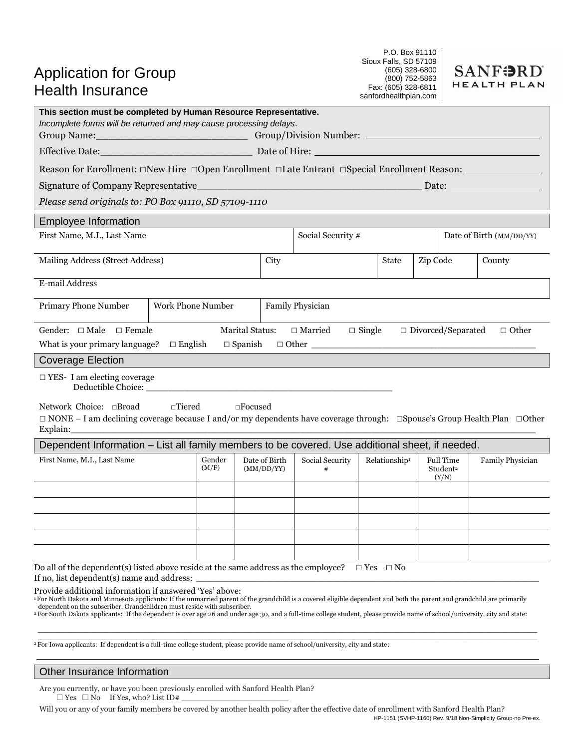# Application for Group Health Insurance

P.O. Box 91110
Sioux Falls, SD 57109
(605) 328-6800
(800) 752-5863
Fax: (605) 328-6811
sanfordhealthplan.com

SANFORD HEALTH PLAN

**This section must be completed by Human Resource Representative.**
*Incomplete forms will be returned and may cause processing delays*.

Group Name:___________________________ Group/Division Number: ___________________________

Effective Date:___________________________ Date of Hire: ___________________________

Reason for Enrollment: □New Hire □Open Enrollment □Late Entrant □Special Enrollment Reason: ____________

Signature of Company Representative_______________________________________ Date: _______________

*Please send originals to: PO Box 91110, SD 57109-1110*

## Employee Information

| First Name, M.I., Last Name | | Social Security # | | Date of Birth (MM/DD/YY) |
|---|---|---|---|---|
| | | | | |

| Mailing Address (Street Address) | City | State | Zip Code | County |
|---|---|---|---|---|
| | | | | |

E-mail Address

| Primary Phone Number | Work Phone Number | Family Physician |
|---|---|---|
| | | |

Gender: □ Male □ Female Marital Status: □ Married □ Single □ Divorced/Separated □ Other

What is your primary language? □ English □ Spanish □ Other ________________________________________

## Coverage Election

□ YES- I am electing coverage
Deductible Choice: ____________________________________________

Network Choice: □Broad □Tiered □Focused

□ NONE – I am declining coverage because I and/or my dependents have coverage through: □Spouse's Group Health Plan □Other

Explain:________________________________________________________________________________

## Dependent Information – List all family members to be covered. Use additional sheet, if needed.

| First Name, M.I., Last Name | Gender (M/F) | Date of Birth (MM/DD/YY) | Social Security # | Relationship[1] | Full Time Student[2] (Y/N) | Family Physician |
|---|---|---|---|---|---|---|
| | | | | | | |
| | | | | | | |
| | | | | | | |
| | | | | | | |
| | | | | | | |

Do all of the dependent(s) listed above reside at the same address as the employee? □ Yes □ No

If no, list dependent(s) name and address: ___________________________________________________________

Provide additional information if answered 'Yes' above:

[1] For North Dakota and Minnesota applicants: If the unmarried parent of the grandchild is a covered eligible dependent and both the parent and grandchild are primarily dependent on the subscriber. Grandchildren must reside with subscriber.

[2] For South Dakota applicants: If the dependent is over age 26 and under age 30, and a full-time college student, please provide name of school/university, city and state:

_____________________________________________________________________________________________

[2] For Iowa applicants: If dependent is a full-time college student, please provide name of school/university, city and state:

_____________________________________________________________________________________________

## Other Insurance Information

Are you currently, or have you been previously enrolled with Sanford Health Plan?
□ Yes □ No If Yes, who? List ID# ______________________

Will you or any of your family members be covered by another health policy after the effective date of enrollment with Sanford Health Plan?

HP-1151 (SVHP-1160) Rev. 9/18 Non-Simplicity Group-no Pre-ex.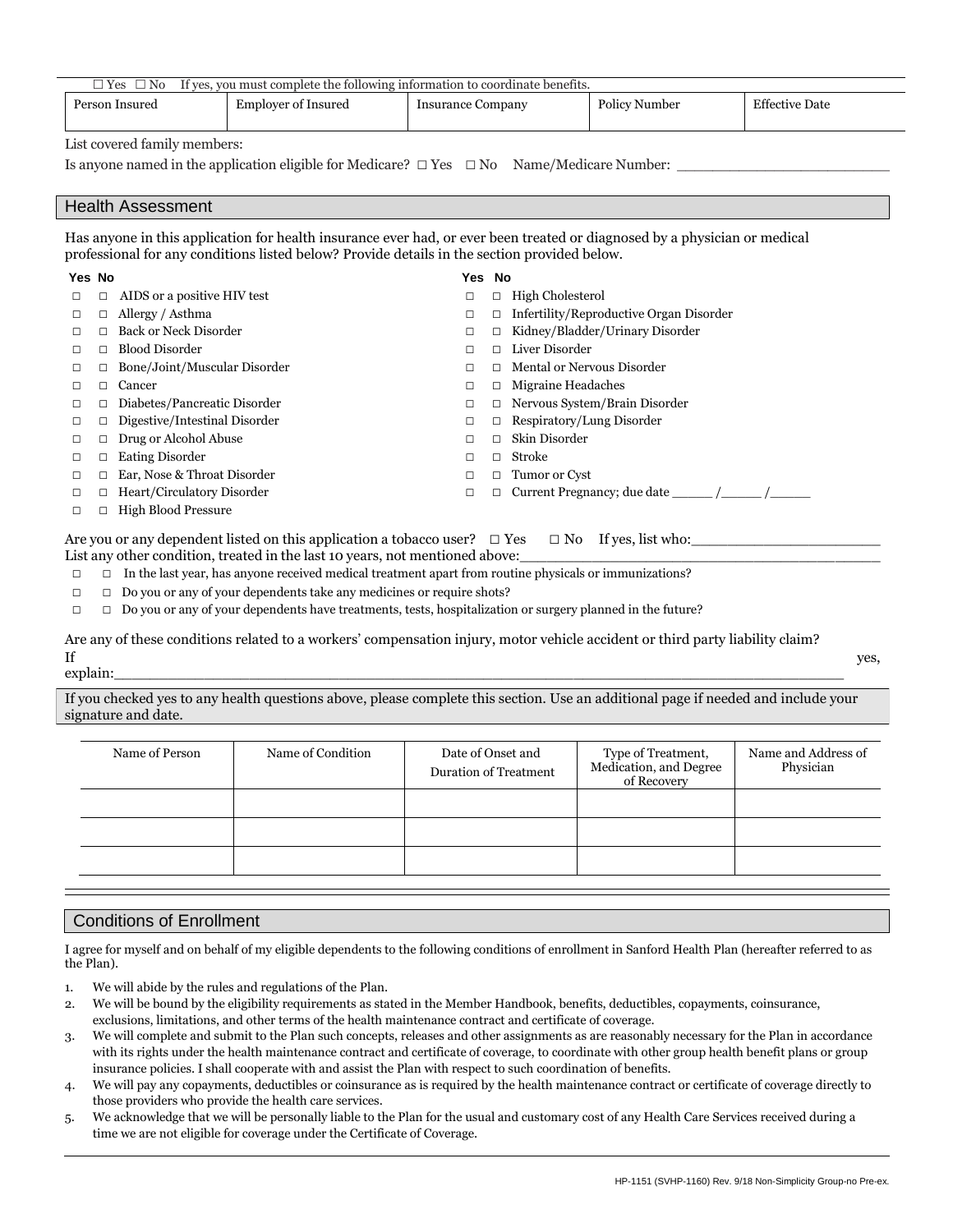☐ Yes ☐ No If yes, you must complete the following information to coordinate benefits.

| Person Insured | Employer of Insured | Insurance Company | Policy Number | Effective Date |
|---|---|---|---|---|
| | | | | |

List covered family members:

Is anyone named in the application eligible for Medicare? ☐ Yes ☐ No Name/Medicare Number: ______________________

## Health Assessment

Has anyone in this application for health insurance ever had, or ever been treated or diagnosed by a physician or medical professional for any conditions listed below? Provide details in the section provided below.

| Yes | No | Condition |
|---|---|---|
| ☐ | ☐ | AIDS or a positive HIV test |
| ☐ | ☐ | Allergy / Asthma |
| ☐ | ☐ | Back or Neck Disorder |
| ☐ | ☐ | Blood Disorder |
| ☐ | ☐ | Bone/Joint/Muscular Disorder |
| ☐ | ☐ | Cancer |
| ☐ | ☐ | Diabetes/Pancreatic Disorder |
| ☐ | ☐ | Digestive/Intestinal Disorder |
| ☐ | ☐ | Drug or Alcohol Abuse |
| ☐ | ☐ | Eating Disorder |
| ☐ | ☐ | Ear, Nose & Throat Disorder |
| ☐ | ☐ | Heart/Circulatory Disorder |
| ☐ | ☐ | High Blood Pressure |
| ☐ | ☐ | High Cholesterol |
| ☐ | ☐ | Infertility/Reproductive Organ Disorder |
| ☐ | ☐ | Kidney/Bladder/Urinary Disorder |
| ☐ | ☐ | Liver Disorder |
| ☐ | ☐ | Mental or Nervous Disorder |
| ☐ | ☐ | Migraine Headaches |
| ☐ | ☐ | Nervous System/Brain Disorder |
| ☐ | ☐ | Respiratory/Lung Disorder |
| ☐ | ☐ | Skin Disorder |
| ☐ | ☐ | Stroke |
| ☐ | ☐ | Tumor or Cyst |
| ☐ | ☐ | Current Pregnancy; due date _____ /_____ /_____ |

Are you or any dependent listed on this application a tobacco user? ☐ Yes ☐ No If yes, list who:____________________

List any other condition, treated in the last 10 years, not mentioned above:____________________________________

☐ ☐ In the last year, has anyone received medical treatment apart from routine physicals or immunizations?

☐ ☐ Do you or any of your dependents take any medicines or require shots?

☐ ☐ Do you or any of your dependents have treatments, tests, hospitalization or surgery planned in the future?

Are any of these conditions related to a workers' compensation injury, motor vehicle accident or third party liability claim? If yes, explain:____________________________________________________________________________

If you checked yes to any health questions above, please complete this section. Use an additional page if needed and include your signature and date.

| Name of Person | Name of Condition | Date of Onset and Duration of Treatment | Type of Treatment, Medication, and Degree of Recovery | Name and Address of Physician |
|---|---|---|---|---|
| | | | | |
| | | | | |
| | | | | |

## Conditions of Enrollment

I agree for myself and on behalf of my eligible dependents to the following conditions of enrollment in Sanford Health Plan (hereafter referred to as the Plan).

1. We will abide by the rules and regulations of the Plan.
2. We will be bound by the eligibility requirements as stated in the Member Handbook, benefits, deductibles, copayments, coinsurance, exclusions, limitations, and other terms of the health maintenance contract and certificate of coverage.
3. We will complete and submit to the Plan such concepts, releases and other assignments as are reasonably necessary for the Plan in accordance with its rights under the health maintenance contract and certificate of coverage, to coordinate with other group health benefit plans or group insurance policies. I shall cooperate with and assist the Plan with respect to such coordination of benefits.
4. We will pay any copayments, deductibles or coinsurance as is required by the health maintenance contract or certificate of coverage directly to those providers who provide the health care services.
5. We acknowledge that we will be personally liable to the Plan for the usual and customary cost of any Health Care Services received during a time we are not eligible for coverage under the Certificate of Coverage.

HP-1151 (SVHP-1160) Rev. 9/18 Non-Simplicity Group-no Pre-ex.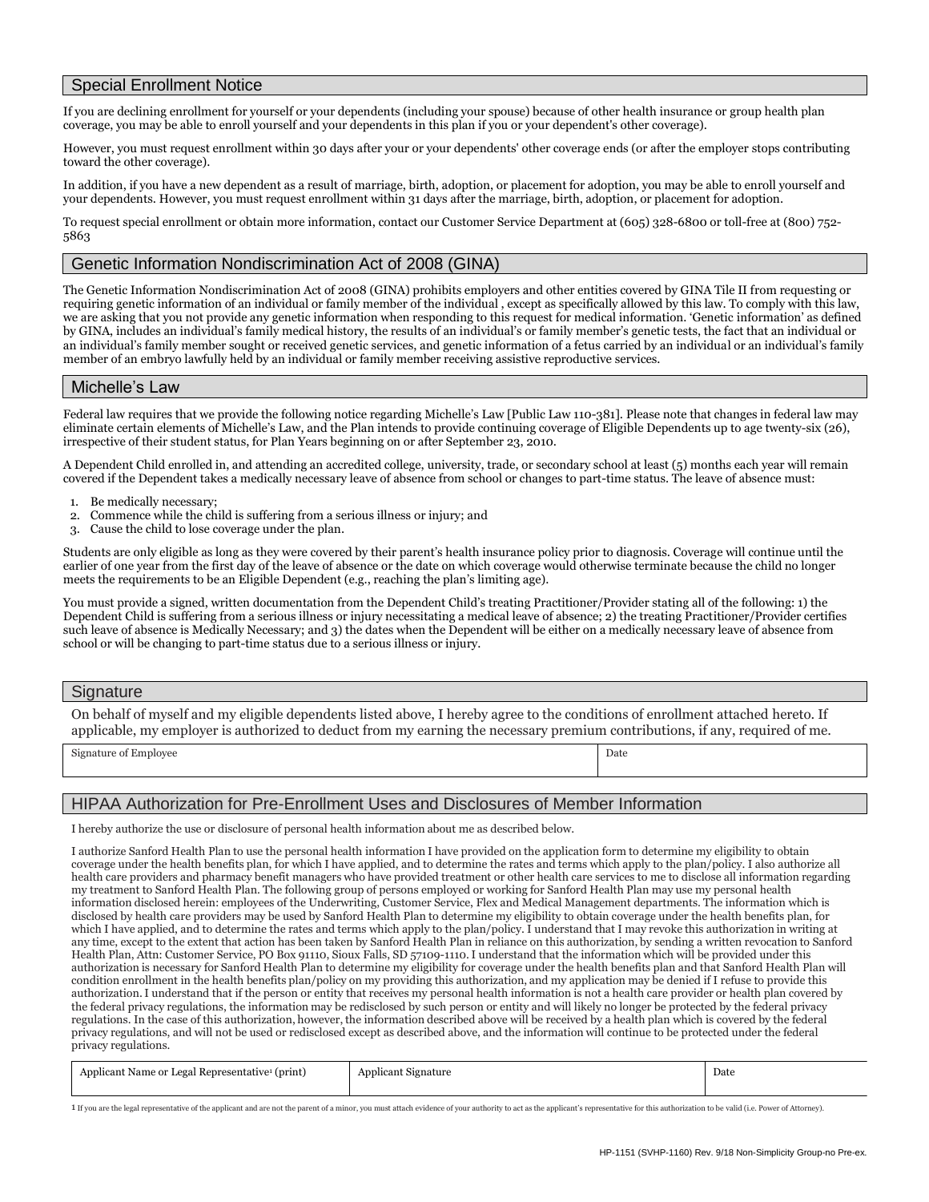## Special Enrollment Notice

If you are declining enrollment for yourself or your dependents (including your spouse) because of other health insurance or group health plan coverage, you may be able to enroll yourself and your dependents in this plan if you or your dependent's other coverage).

However, you must request enrollment within 30 days after your or your dependents' other coverage ends (or after the employer stops contributing toward the other coverage).

In addition, if you have a new dependent as a result of marriage, birth, adoption, or placement for adoption, you may be able to enroll yourself and your dependents. However, you must request enrollment within 31 days after the marriage, birth, adoption, or placement for adoption.

To request special enrollment or obtain more information, contact our Customer Service Department at (605) 328-6800 or toll-free at (800) 752-5863

## Genetic Information Nondiscrimination Act of 2008 (GINA)

The Genetic Information Nondiscrimination Act of 2008 (GINA) prohibits employers and other entities covered by GINA Tile II from requesting or requiring genetic information of an individual or family member of the individual , except as specifically allowed by this law. To comply with this law, we are asking that you not provide any genetic information when responding to this request for medical information. 'Genetic information' as defined by GINA, includes an individual's family medical history, the results of an individual's or family member's genetic tests, the fact that an individual or an individual's family member sought or received genetic services, and genetic information of a fetus carried by an individual or an individual's family member of an embryo lawfully held by an individual or family member receiving assistive reproductive services.

## Michelle's Law

Federal law requires that we provide the following notice regarding Michelle's Law [Public Law 110-381]. Please note that changes in federal law may eliminate certain elements of Michelle's Law, and the Plan intends to provide continuing coverage of Eligible Dependents up to age twenty-six (26), irrespective of their student status, for Plan Years beginning on or after September 23, 2010.

A Dependent Child enrolled in, and attending an accredited college, university, trade, or secondary school at least (5) months each year will remain covered if the Dependent takes a medically necessary leave of absence from school or changes to part-time status. The leave of absence must:

1. Be medically necessary;
2. Commence while the child is suffering from a serious illness or injury; and
3. Cause the child to lose coverage under the plan.

Students are only eligible as long as they were covered by their parent's health insurance policy prior to diagnosis. Coverage will continue until the earlier of one year from the first day of the leave of absence or the date on which coverage would otherwise terminate because the child no longer meets the requirements to be an Eligible Dependent (e.g., reaching the plan's limiting age).

You must provide a signed, written documentation from the Dependent Child's treating Practitioner/Provider stating all of the following: 1) the Dependent Child is suffering from a serious illness or injury necessitating a medical leave of absence; 2) the treating Practitioner/Provider certifies such leave of absence is Medically Necessary; and 3) the dates when the Dependent will be either on a medically necessary leave of absence from school or will be changing to part-time status due to a serious illness or injury.

## Signature

On behalf of myself and my eligible dependents listed above, I hereby agree to the conditions of enrollment attached hereto. If applicable, my employer is authorized to deduct from my earning the necessary premium contributions, if any, required of me.

| Signature of Employee | Date |
| --- | --- |
| | |

## HIPAA Authorization for Pre-Enrollment Uses and Disclosures of Member Information

I hereby authorize the use or disclosure of personal health information about me as described below.

I authorize Sanford Health Plan to use the personal health information I have provided on the application form to determine my eligibility to obtain coverage under the health benefits plan, for which I have applied, and to determine the rates and terms which apply to the plan/policy. I also authorize all health care providers and pharmacy benefit managers who have provided treatment or other health care services to me to disclose all information regarding my treatment to Sanford Health Plan. The following group of persons employed or working for Sanford Health Plan may use my personal health information disclosed herein: employees of the Underwriting, Customer Service, Flex and Medical Management departments. The information which is disclosed by health care providers may be used by Sanford Health Plan to determine my eligibility to obtain coverage under the health benefits plan, for which I have applied, and to determine the rates and terms which apply to the plan/policy. I understand that I may revoke this authorization in writing at any time, except to the extent that action has been taken by Sanford Health Plan in reliance on this authorization, by sending a written revocation to Sanford Health Plan, Attn: Customer Service, PO Box 91110, Sioux Falls, SD 57109-1110. I understand that the information which will be provided under this authorization is necessary for Sanford Health Plan to determine my eligibility for coverage under the health benefits plan and that Sanford Health Plan will condition enrollment in the health benefits plan/policy on my providing this authorization, and my application may be denied if I refuse to provide this authorization. I understand that if the person or entity that receives my personal health information is not a health care provider or health plan covered by the federal privacy regulations, the information may be redisclosed by such person or entity and will likely no longer be protected by the federal privacy regulations. In the case of this authorization, however, the information described above will be received by a health plan which is covered by the federal privacy regulations, and will not be used or redisclosed except as described above, and the information will continue to be protected under the federal privacy regulations.

| Applicant Name or Legal Representative[1] (print) | Applicant Signature | Date |
| --- | --- | --- |
| | | |

1 If you are the legal representative of the applicant and are not the parent of a minor, you must attach evidence of your authority to act as the applicant's representative for this authorization to be valid (i.e. Power of Attorney).

HP-1151 (SVHP-1160) Rev. 9/18 Non-Simplicity Group-no Pre-ex.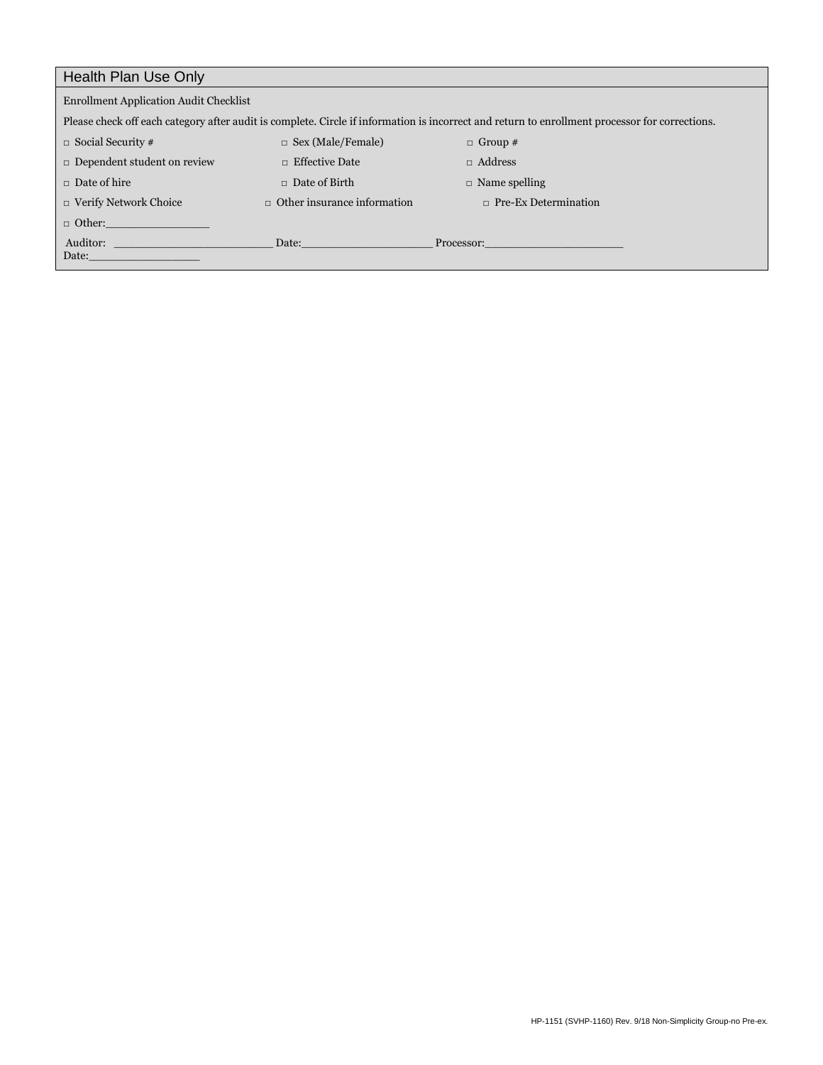## Health Plan Use Only

Enrollment Application Audit Checklist

Please check off each category after audit is complete. Circle if information is incorrect and return to enrollment processor for corrections.

| | | |
|---|---|---|
| □ Social Security # | □ Sex (Male/Female) | □ Group # |
| □ Dependent student on review | □ Effective Date | □ Address |
| □ Date of hire | □ Date of Birth | □ Name spelling |
| □ Verify Network Choice | □ Other insurance information | □ Pre-Ex Determination |

□ Other:_______________

Auditor: ______________________ Date:___________________ Processor:____________________ Date:________________

HP-1151 (SVHP-1160) Rev. 9/18 Non-Simplicity Group-no Pre-ex.